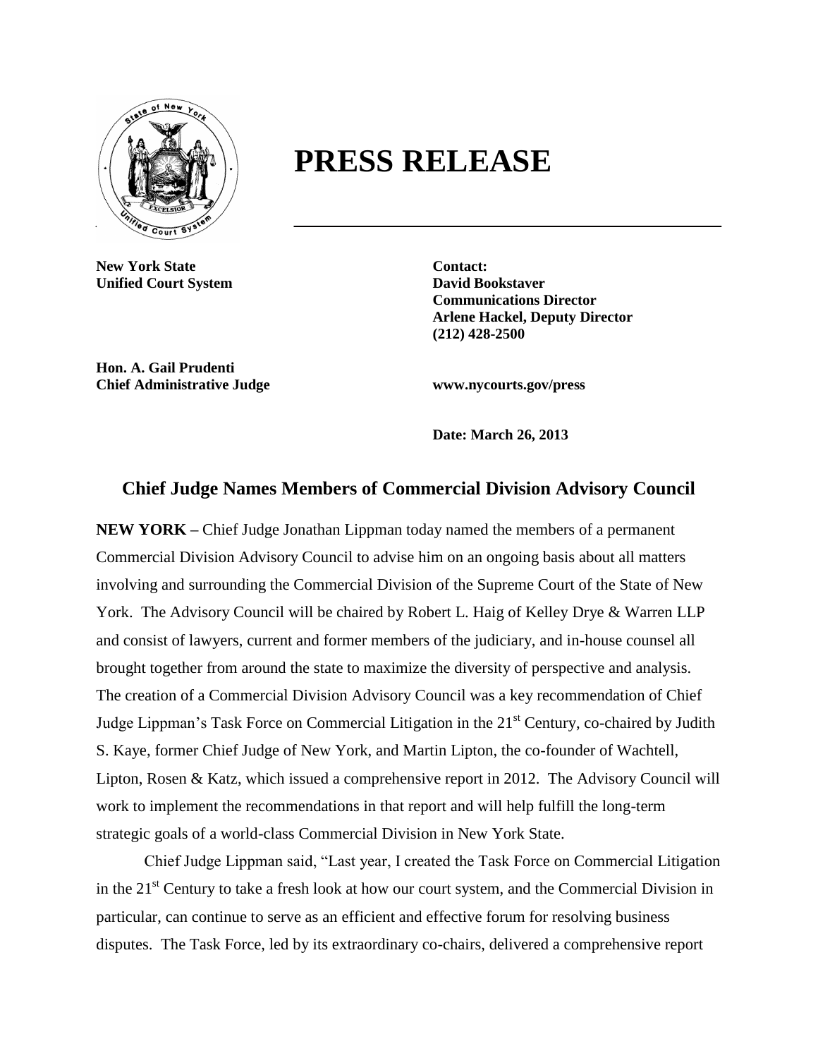# PRESS RELEASE

**New York State**
**Unified Court System**

**Contact:**
**David Bookstaver**
**Communications Director**
**Arlene Hackel, Deputy Director**
**(212) 428-2500**

**Hon. A. Gail Prudenti**
**Chief Administrative Judge**

**www.nycourts.gov/press**

**Date: March 26, 2013**

## Chief Judge Names Members of Commercial Division Advisory Council

**NEW YORK –** Chief Judge Jonathan Lippman today named the members of a permanent Commercial Division Advisory Council to advise him on an ongoing basis about all matters involving and surrounding the Commercial Division of the Supreme Court of the State of New York. The Advisory Council will be chaired by Robert L. Haig of Kelley Drye & Warren LLP and consist of lawyers, current and former members of the judiciary, and in-house counsel all brought together from around the state to maximize the diversity of perspective and analysis. The creation of a Commercial Division Advisory Council was a key recommendation of Chief Judge Lippman's Task Force on Commercial Litigation in the 21st Century, co-chaired by Judith S. Kaye, former Chief Judge of New York, and Martin Lipton, the co-founder of Wachtell, Lipton, Rosen & Katz, which issued a comprehensive report in 2012. The Advisory Council will work to implement the recommendations in that report and will help fulfill the long-term strategic goals of a world-class Commercial Division in New York State.

Chief Judge Lippman said, "Last year, I created the Task Force on Commercial Litigation in the 21st Century to take a fresh look at how our court system, and the Commercial Division in particular, can continue to serve as an efficient and effective forum for resolving business disputes. The Task Force, led by its extraordinary co-chairs, delivered a comprehensive report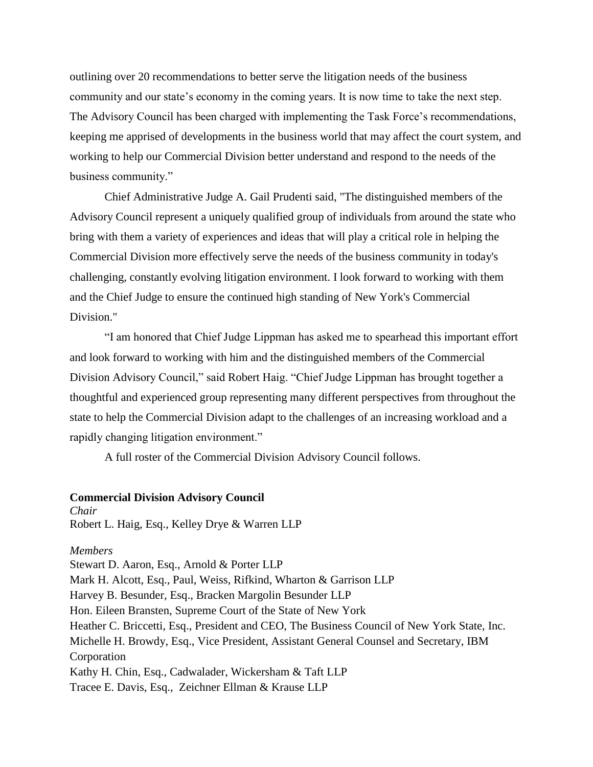outlining over 20 recommendations to better serve the litigation needs of the business community and our state's economy in the coming years. It is now time to take the next step. The Advisory Council has been charged with implementing the Task Force's recommendations, keeping me apprised of developments in the business world that may affect the court system, and working to help our Commercial Division better understand and respond to the needs of the business community."

Chief Administrative Judge A. Gail Prudenti said, "The distinguished members of the Advisory Council represent a uniquely qualified group of individuals from around the state who bring with them a variety of experiences and ideas that will play a critical role in helping the Commercial Division more effectively serve the needs of the business community in today's challenging, constantly evolving litigation environment. I look forward to working with them and the Chief Judge to ensure the continued high standing of New York's Commercial Division."

"I am honored that Chief Judge Lippman has asked me to spearhead this important effort and look forward to working with him and the distinguished members of the Commercial Division Advisory Council," said Robert Haig. "Chief Judge Lippman has brought together a thoughtful and experienced group representing many different perspectives from throughout the state to help the Commercial Division adapt to the challenges of an increasing workload and a rapidly changing litigation environment."

A full roster of the Commercial Division Advisory Council follows.

**Commercial Division Advisory Council**

*Chair*
Robert L. Haig, Esq., Kelley Drye & Warren LLP

*Members*
Stewart D. Aaron, Esq., Arnold & Porter LLP
Mark H. Alcott, Esq., Paul, Weiss, Rifkind, Wharton & Garrison LLP
Harvey B. Besunder, Esq., Bracken Margolin Besunder LLP
Hon. Eileen Bransten, Supreme Court of the State of New York
Heather C. Briccetti, Esq., President and CEO, The Business Council of New York State, Inc.
Michelle H. Browdy, Esq., Vice President, Assistant General Counsel and Secretary, IBM Corporation
Kathy H. Chin, Esq., Cadwalader, Wickersham & Taft LLP
Tracee E. Davis, Esq., Zeichner Ellman & Krause LLP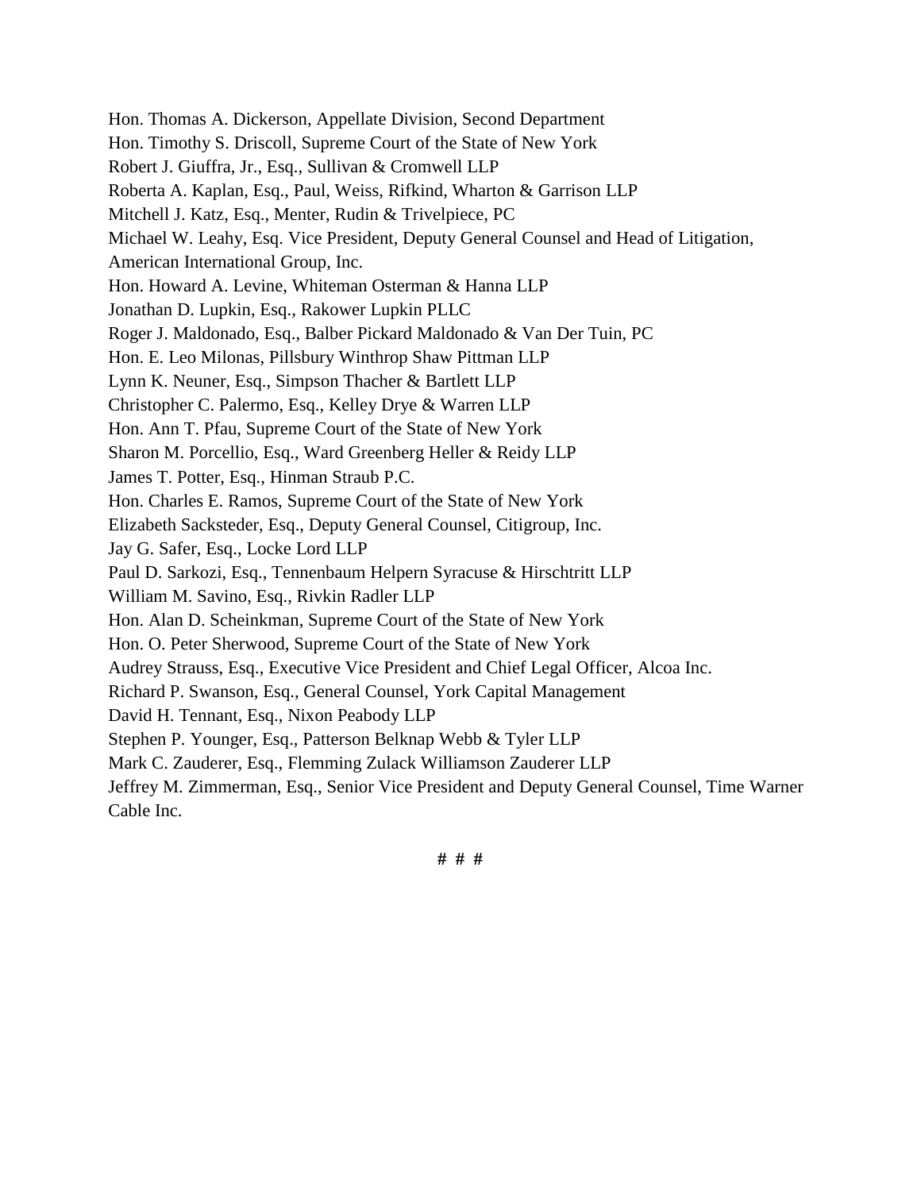Hon. Thomas A. Dickerson, Appellate Division, Second Department
Hon. Timothy S. Driscoll, Supreme Court of the State of New York
Robert J. Giuffra, Jr., Esq., Sullivan & Cromwell LLP
Roberta A. Kaplan, Esq., Paul, Weiss, Rifkind, Wharton & Garrison LLP
Mitchell J. Katz, Esq., Menter, Rudin & Trivelpiece, PC
Michael W. Leahy, Esq. Vice President, Deputy General Counsel and Head of Litigation, American International Group, Inc.
Hon. Howard A. Levine, Whiteman Osterman & Hanna LLP
Jonathan D. Lupkin, Esq., Rakower Lupkin PLLC
Roger J. Maldonado, Esq., Balber Pickard Maldonado & Van Der Tuin, PC
Hon. E. Leo Milonas, Pillsbury Winthrop Shaw Pittman LLP
Lynn K. Neuner, Esq., Simpson Thacher & Bartlett LLP
Christopher C. Palermo, Esq., Kelley Drye & Warren LLP
Hon. Ann T. Pfau, Supreme Court of the State of New York
Sharon M. Porcellio, Esq., Ward Greenberg Heller & Reidy LLP
James T. Potter, Esq., Hinman Straub P.C.
Hon. Charles E. Ramos, Supreme Court of the State of New York
Elizabeth Sacksteder, Esq., Deputy General Counsel, Citigroup, Inc.
Jay G. Safer, Esq., Locke Lord LLP
Paul D. Sarkozi, Esq., Tennenbaum Helpern Syracuse & Hirschtritt LLP
William M. Savino, Esq., Rivkin Radler LLP
Hon. Alan D. Scheinkman, Supreme Court of the State of New York
Hon. O. Peter Sherwood, Supreme Court of the State of New York
Audrey Strauss, Esq., Executive Vice President and Chief Legal Officer, Alcoa Inc.
Richard P. Swanson, Esq., General Counsel, York Capital Management
David H. Tennant, Esq., Nixon Peabody LLP
Stephen P. Younger, Esq., Patterson Belknap Webb & Tyler LLP
Mark C. Zauderer, Esq., Flemming Zulack Williamson Zauderer LLP
Jeffrey M. Zimmerman, Esq., Senior Vice President and Deputy General Counsel, Time Warner Cable Inc.

# # #